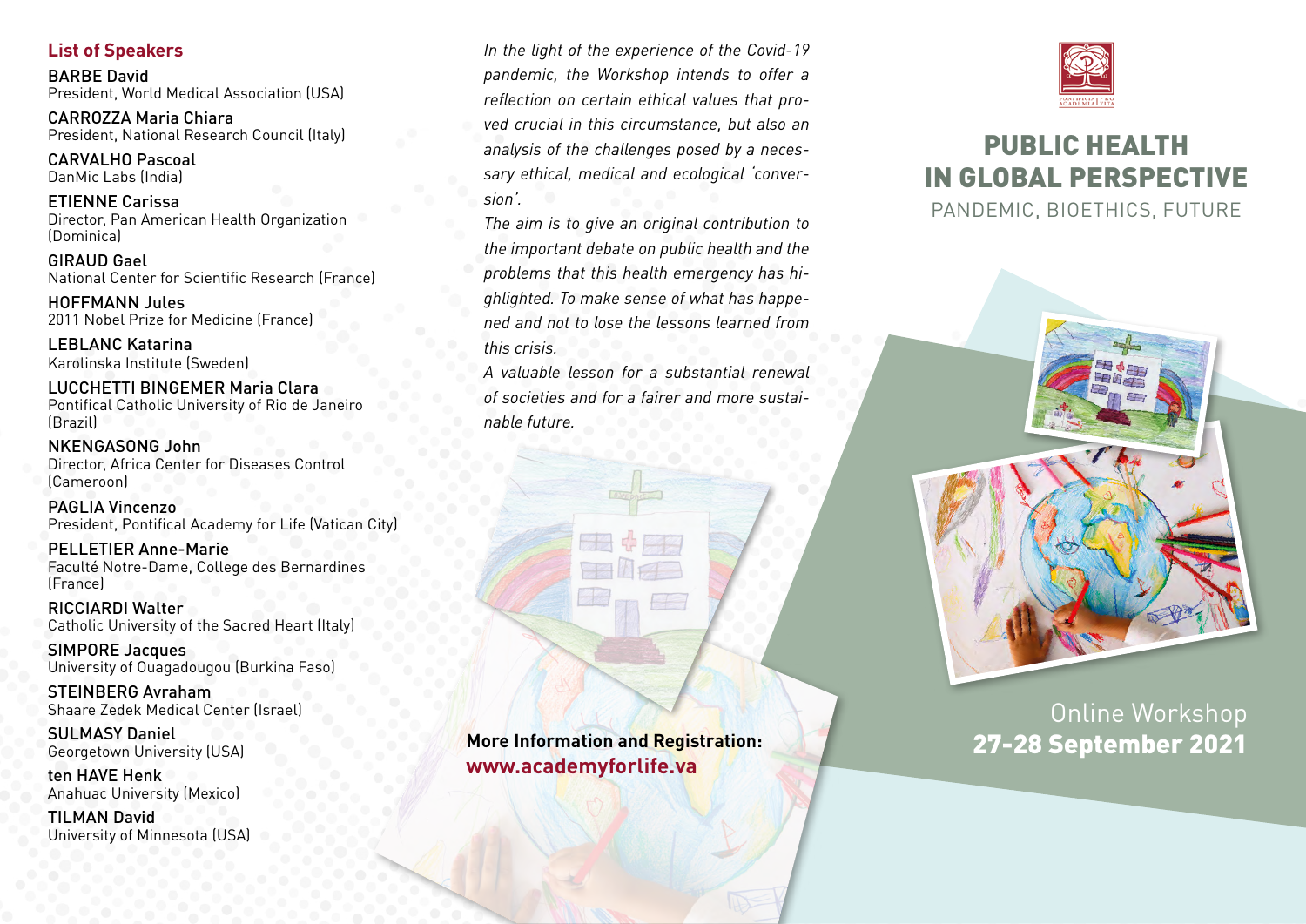# PUBLIC HEALTH IN GLOBAL PERSPECTIVE

PANDEMIC, BIOETHICS, FUTURE

Online Workshop
**27-28 September 2021**

*In the light of the experience of the Covid-19 pandemic, the Workshop intends to offer a reflection on certain ethical values that proved crucial in this circumstance, but also an analysis of the challenges posed by a necessary ethical, medical and ecological 'conversion'.*

*The aim is to give an original contribution to the important debate on public health and the problems that this health emergency has highlighted. To make sense of what has happened and not to lose the lessons learned from this crisis.*

*A valuable lesson for a substantial renewal of societies and for a fairer and more sustainable future.*

**More Information and Registration:**
**www.academyforlife.va**

## List of Speakers

BARBE David
President, World Medical Association (USA)

CARROZZA Maria Chiara
President, National Research Council (Italy)

CARVALHO Pascoal
DanMic Labs (India)

ETIENNE Carissa
Director, Pan American Health Organization (Dominica)

GIRAUD Gael
National Center for Scientific Research (France)

HOFFMANN Jules
2011 Nobel Prize for Medicine (France)

LEBLANC Katarina
Karolinska Institute (Sweden)

LUCCHETTI BINGEMER Maria Clara
Pontifical Catholic University of Rio de Janeiro (Brazil)

NKENGASONG John
Director, Africa Center for Diseases Control (Cameroon)

PAGLIA Vincenzo
President, Pontifical Academy for Life (Vatican City)

PELLETIER Anne-Marie
Faculté Notre-Dame, College des Bernardines (France)

RICCIARDI Walter
Catholic University of the Sacred Heart (Italy)

SIMPORE Jacques
University of Ouagadougou (Burkina Faso)

STEINBERG Avraham
Shaare Zedek Medical Center (Israel)

SULMASY Daniel
Georgetown University (USA)

ten HAVE Henk
Anahuac University (Mexico)

TILMAN David
University of Minnesota (USA)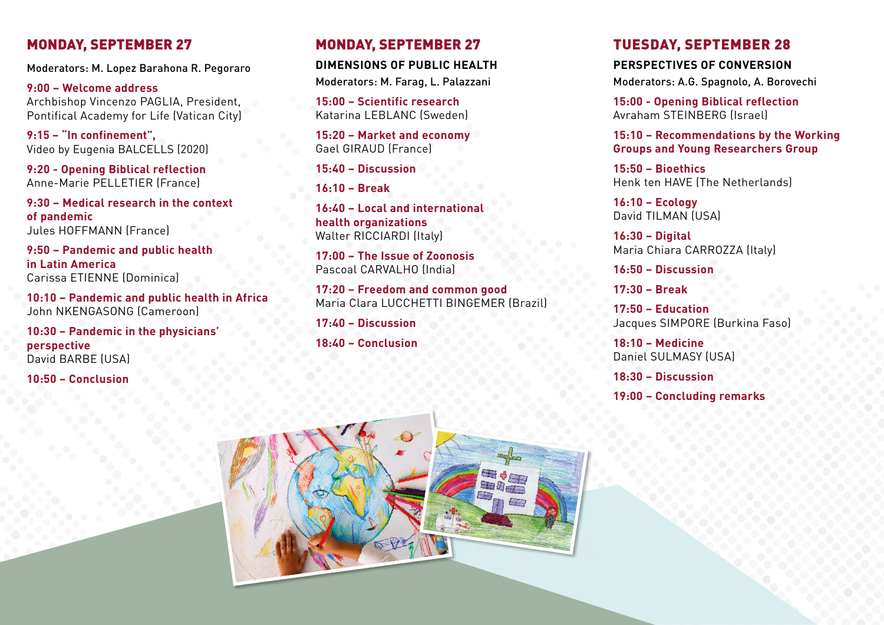## MONDAY, SEPTEMBER 27

Moderators: M. Lopez Barahona R. Pegoraro

**9:00 – Welcome address**
Archbishop Vincenzo PAGLIA, President, Pontifical Academy for Life (Vatican City)

**9:15 – "In confinement",**
Video by Eugenia BALCELLS (2020)

**9:20 - Opening Biblical reflection**
Anne-Marie PELLETIER (France)

**9:30 – Medical research in the context of pandemic**
Jules HOFFMANN (France)

**9:50 – Pandemic and public health in Latin America**
Carissa ETIENNE (Dominica)

**10:10 – Pandemic and public health in Africa**
John NKENGASONG (Cameroon)

**10:30 – Pandemic in the physicians' perspective**
David BARBE (USA)

**10:50 – Conclusion**

## MONDAY, SEPTEMBER 27

### DIMENSIONS OF PUBLIC HEALTH

Moderators: M. Farag, L. Palazzani

**15:00 – Scientific research**
Katarina LEBLANC (Sweden)

**15:20 – Market and economy**
Gael GIRAUD (France)

**15:40 – Discussion**

**16:10 – Break**

**16:40 – Local and international health organizations**
Walter RICCIARDI (Italy)

**17:00 – The Issue of Zoonosis**
Pascoal CARVALHO (India)

**17:20 – Freedom and common good**
Maria Clara LUCCHETTI BINGEMER (Brazil)

**17:40 – Discussion**

**18:40 – Conclusion**

## TUESDAY, SEPTEMBER 28

### PERSPECTIVES OF CONVERSION

Moderators: A.G. Spagnolo, A. Borovechi

**15:00 - Opening Biblical reflection**
Avraham STEINBERG (Israel)

**15:10 – Recommendations by the Working Groups and Young Researchers Group**

**15:50 – Bioethics**
Henk ten HAVE (The Netherlands)

**16:10 – Ecology**
David TILMAN (USA)

**16:30 – Digital**
Maria Chiara CARROZZA (Italy)

**16:50 – Discussion**

**17:30 – Break**

**17:50 – Education**
Jacques SIMPORE (Burkina Faso)

**18:10 – Medicine**
Daniel SULMASY (USA)

**18:30 – Discussion**

**19:00 – Concluding remarks**